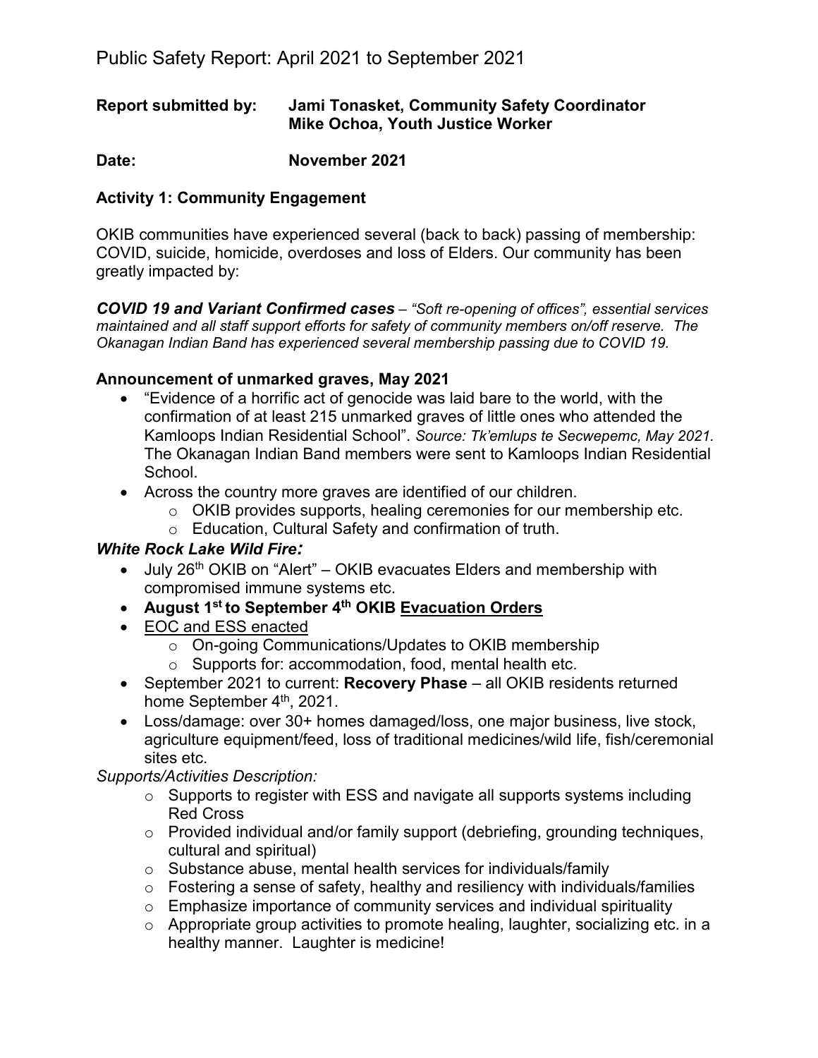# Public Safety Report: April 2021 to September 2021

**Report submitted by:** **Jami Tonasket, Community Safety Coordinator**
**Mike Ochoa, Youth Justice Worker**

**Date:** **November 2021**

## Activity 1: Community Engagement

OKIB communities have experienced several (back to back) passing of membership: COVID, suicide, homicide, overdoses and loss of Elders. Our community has been greatly impacted by:

***COVID 19 and Variant Confirmed cases*** – *"Soft re-opening of offices", essential services maintained and all staff support efforts for safety of community members on/off reserve. The Okanagan Indian Band has experienced several membership passing due to COVID 19.*

### Announcement of unmarked graves, May 2021

- "Evidence of a horrific act of genocide was laid bare to the world, with the confirmation of at least 215 unmarked graves of little ones who attended the Kamloops Indian Residential School". *Source: Tk'emlups te Secwepemc, May 2021.* The Okanagan Indian Band members were sent to Kamloops Indian Residential School.
- Across the country more graves are identified of our children.
  - OKIB provides supports, healing ceremonies for our membership etc.
  - Education, Cultural Safety and confirmation of truth.

### *White Rock Lake Wild Fire:*

- July 26th OKIB on "Alert" – OKIB evacuates Elders and membership with compromised immune systems etc.
- **August 1st to September 4th OKIB Evacuation Orders**
- EOC and ESS enacted
  - On-going Communications/Updates to OKIB membership
  - Supports for: accommodation, food, mental health etc.
- September 2021 to current: **Recovery Phase** – all OKIB residents returned home September 4th, 2021.
- Loss/damage: over 30+ homes damaged/loss, one major business, live stock, agriculture equipment/feed, loss of traditional medicines/wild life, fish/ceremonial sites etc.

*Supports/Activities Description:*

- Supports to register with ESS and navigate all supports systems including Red Cross
- Provided individual and/or family support (debriefing, grounding techniques, cultural and spiritual)
- Substance abuse, mental health services for individuals/family
- Fostering a sense of safety, healthy and resiliency with individuals/families
- Emphasize importance of community services and individual spirituality
- Appropriate group activities to promote healing, laughter, socializing etc. in a healthy manner. Laughter is medicine!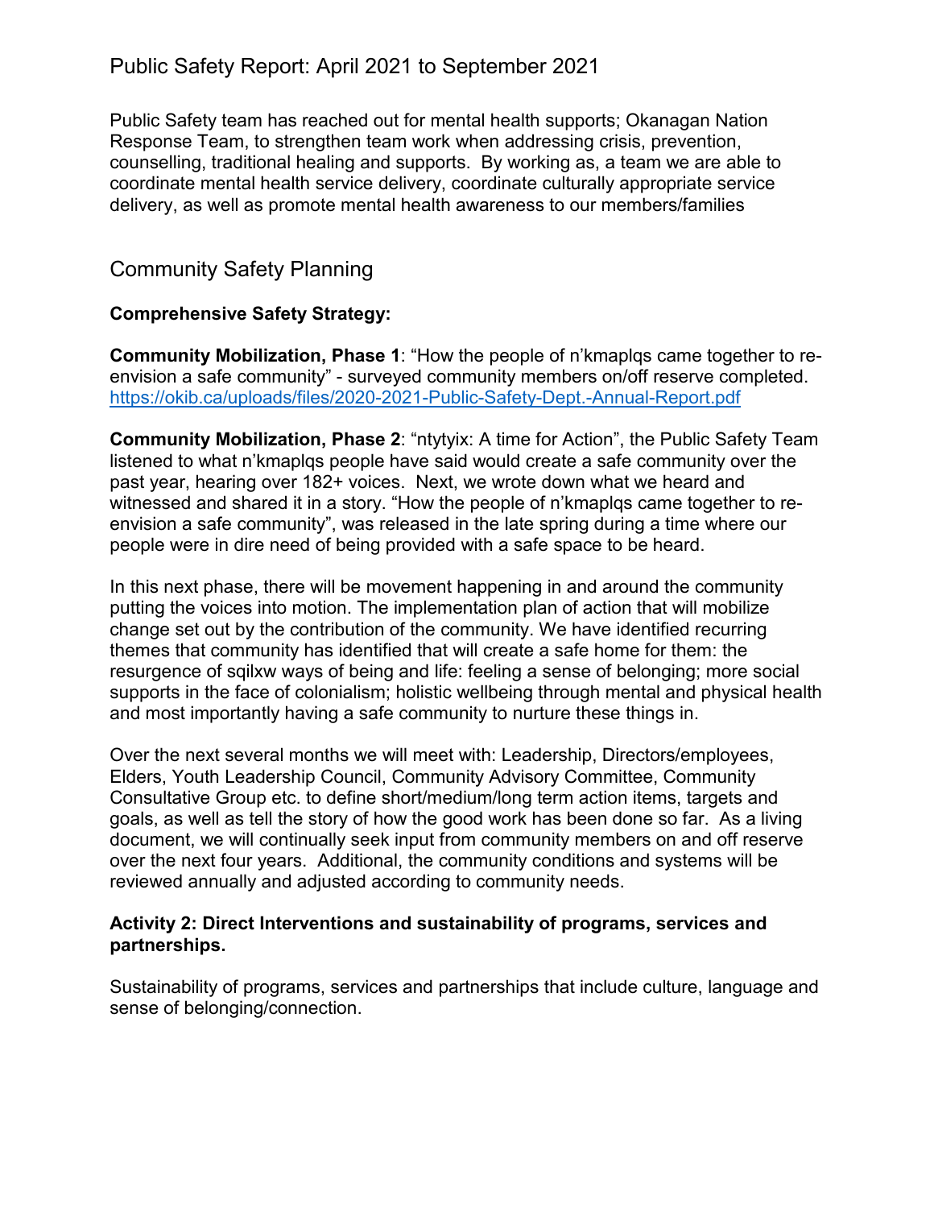Public Safety team has reached out for mental health supports; Okanagan Nation Response Team, to strengthen team work when addressing crisis, prevention, counselling, traditional healing and supports. By working as, a team we are able to coordinate mental health service delivery, coordinate culturally appropriate service delivery, as well as promote mental health awareness to our members/families

## Community Safety Planning

**Comprehensive Safety Strategy:**

**Community Mobilization, Phase 1**: "How the people of n'kmaplqs came together to re-envision a safe community" - surveyed community members on/off reserve completed. https://okib.ca/uploads/files/2020-2021-Public-Safety-Dept.-Annual-Report.pdf

**Community Mobilization, Phase 2**: "ntytyix: A time for Action", the Public Safety Team listened to what n'kmaplqs people have said would create a safe community over the past year, hearing over 182+ voices. Next, we wrote down what we heard and witnessed and shared it in a story. "How the people of n'kmaplqs came together to re-envision a safe community", was released in the late spring during a time where our people were in dire need of being provided with a safe space to be heard.

In this next phase, there will be movement happening in and around the community putting the voices into motion. The implementation plan of action that will mobilize change set out by the contribution of the community. We have identified recurring themes that community has identified that will create a safe home for them: the resurgence of sqilxw ways of being and life: feeling a sense of belonging; more social supports in the face of colonialism; holistic wellbeing through mental and physical health and most importantly having a safe community to nurture these things in.

Over the next several months we will meet with: Leadership, Directors/employees, Elders, Youth Leadership Council, Community Advisory Committee, Community Consultative Group etc. to define short/medium/long term action items, targets and goals, as well as tell the story of how the good work has been done so far. As a living document, we will continually seek input from community members on and off reserve over the next four years. Additional, the community conditions and systems will be reviewed annually and adjusted according to community needs.

**Activity 2: Direct Interventions and sustainability of programs, services and partnerships.**

Sustainability of programs, services and partnerships that include culture, language and sense of belonging/connection.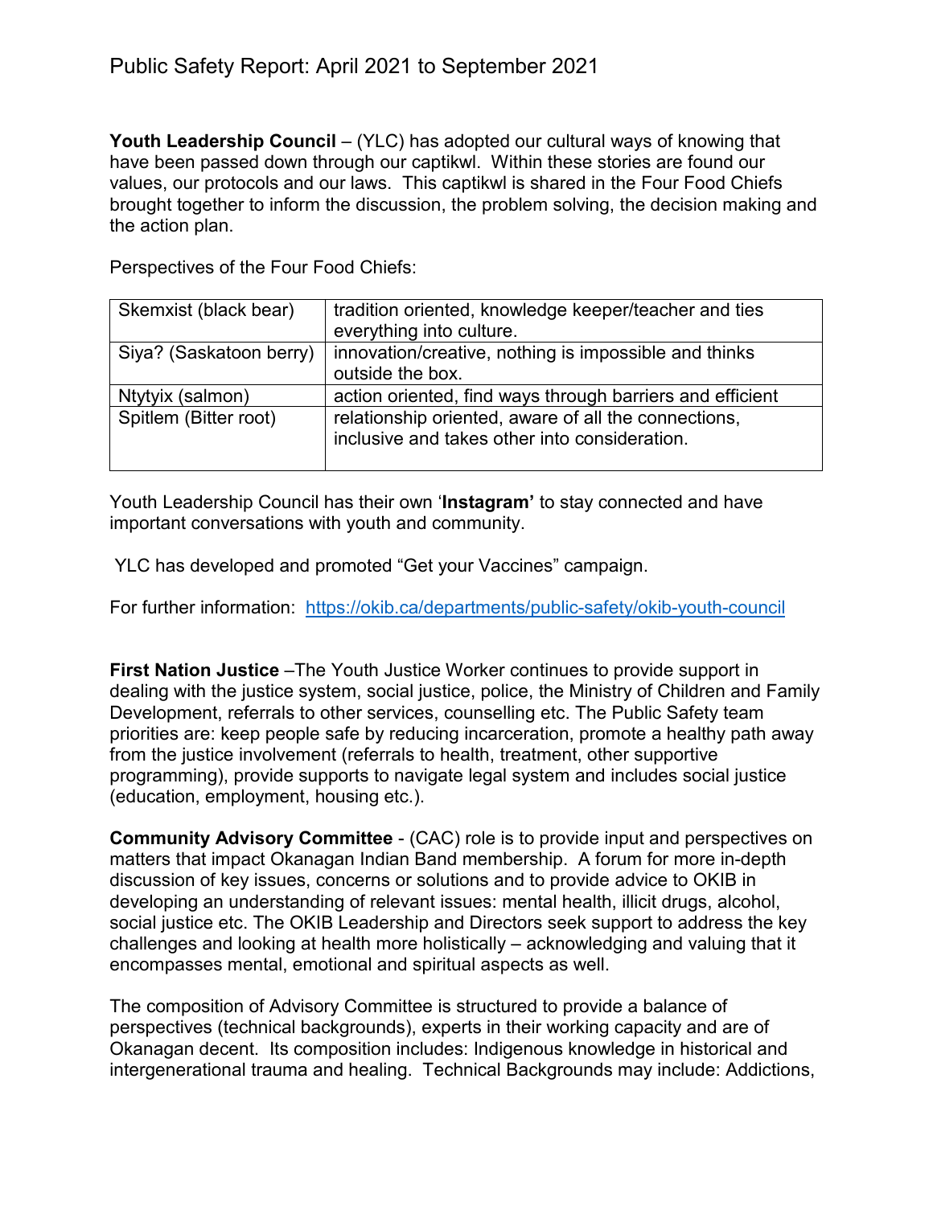# Public Safety Report: April 2021 to September 2021

**Youth Leadership Council** – (YLC) has adopted our cultural ways of knowing that have been passed down through our captikwl. Within these stories are found our values, our protocols and our laws. This captikwl is shared in the Four Food Chiefs brought together to inform the discussion, the problem solving, the decision making and the action plan.

Perspectives of the Four Food Chiefs:

| | |
|---|---|
| Skemxist (black bear) | tradition oriented, knowledge keeper/teacher and ties everything into culture. |
| Siya? (Saskatoon berry) | innovation/creative, nothing is impossible and thinks outside the box. |
| Ntytyix (salmon) | action oriented, find ways through barriers and efficient |
| Spitlem (Bitter root) | relationship oriented, aware of all the connections, inclusive and takes other into consideration. |

Youth Leadership Council has their own '**Instagram'** to stay connected and have important conversations with youth and community.

YLC has developed and promoted "Get your Vaccines" campaign.

For further information: https://okib.ca/departments/public-safety/okib-youth-council

**First Nation Justice** –The Youth Justice Worker continues to provide support in dealing with the justice system, social justice, police, the Ministry of Children and Family Development, referrals to other services, counselling etc. The Public Safety team priorities are: keep people safe by reducing incarceration, promote a healthy path away from the justice involvement (referrals to health, treatment, other supportive programming), provide supports to navigate legal system and includes social justice (education, employment, housing etc.).

**Community Advisory Committee** - (CAC) role is to provide input and perspectives on matters that impact Okanagan Indian Band membership. A forum for more in-depth discussion of key issues, concerns or solutions and to provide advice to OKIB in developing an understanding of relevant issues: mental health, illicit drugs, alcohol, social justice etc. The OKIB Leadership and Directors seek support to address the key challenges and looking at health more holistically – acknowledging and valuing that it encompasses mental, emotional and spiritual aspects as well.

The composition of Advisory Committee is structured to provide a balance of perspectives (technical backgrounds), experts in their working capacity and are of Okanagan decent. Its composition includes: Indigenous knowledge in historical and intergenerational trauma and healing. Technical Backgrounds may include: Addictions,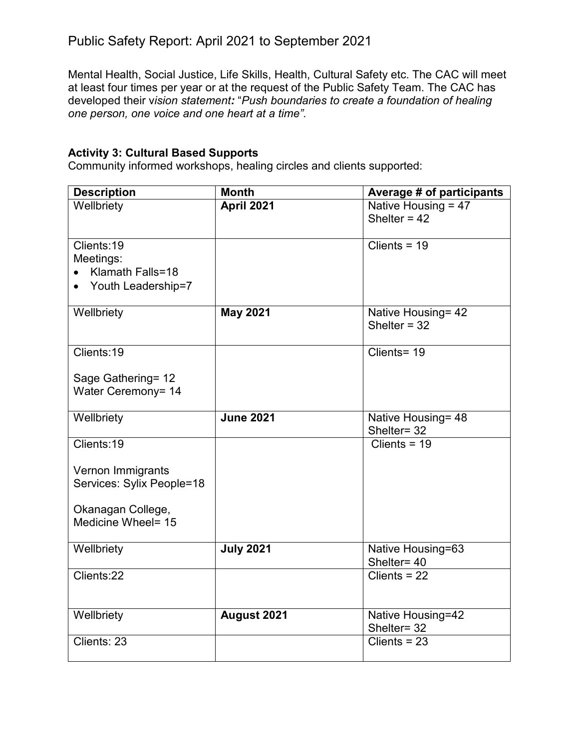Mental Health, Social Justice, Life Skills, Health, Cultural Safety etc. The CAC will meet at least four times per year or at the request of the Public Safety Team. The CAC has developed their v*ision statement:* "*Push boundaries to create a foundation of healing one person, one voice and one heart at a time".*

**Activity 3: Cultural Based Supports**
Community informed workshops, healing circles and clients supported:

| **Description** | **Month** | **Average # of participants** |
|---|---|---|
| Wellbriety | **April 2021** | Native Housing = 47<br>Shelter = 42 |
| Clients:19<br>Meetings:<br>• Klamath Falls=18<br>• Youth Leadership=7 | | Clients = 19 |
| Wellbriety | **May 2021** | Native Housing= 42<br>Shelter = 32 |
| Clients:19<br><br>Sage Gathering= 12<br>Water Ceremony= 14 | | Clients= 19 |
| Wellbriety | **June 2021** | Native Housing= 48<br>Shelter= 32 |
| Clients:19<br><br>Vernon Immigrants Services: Sylix People=18<br><br>Okanagan College, Medicine Wheel= 15 | | Clients = 19 |
| Wellbriety | **July 2021** | Native Housing=63<br>Shelter= 40 |
| Clients:22 | | Clients = 22 |
| Wellbriety | **August 2021** | Native Housing=42<br>Shelter= 32 |
| Clients: 23 | | Clients = 23 |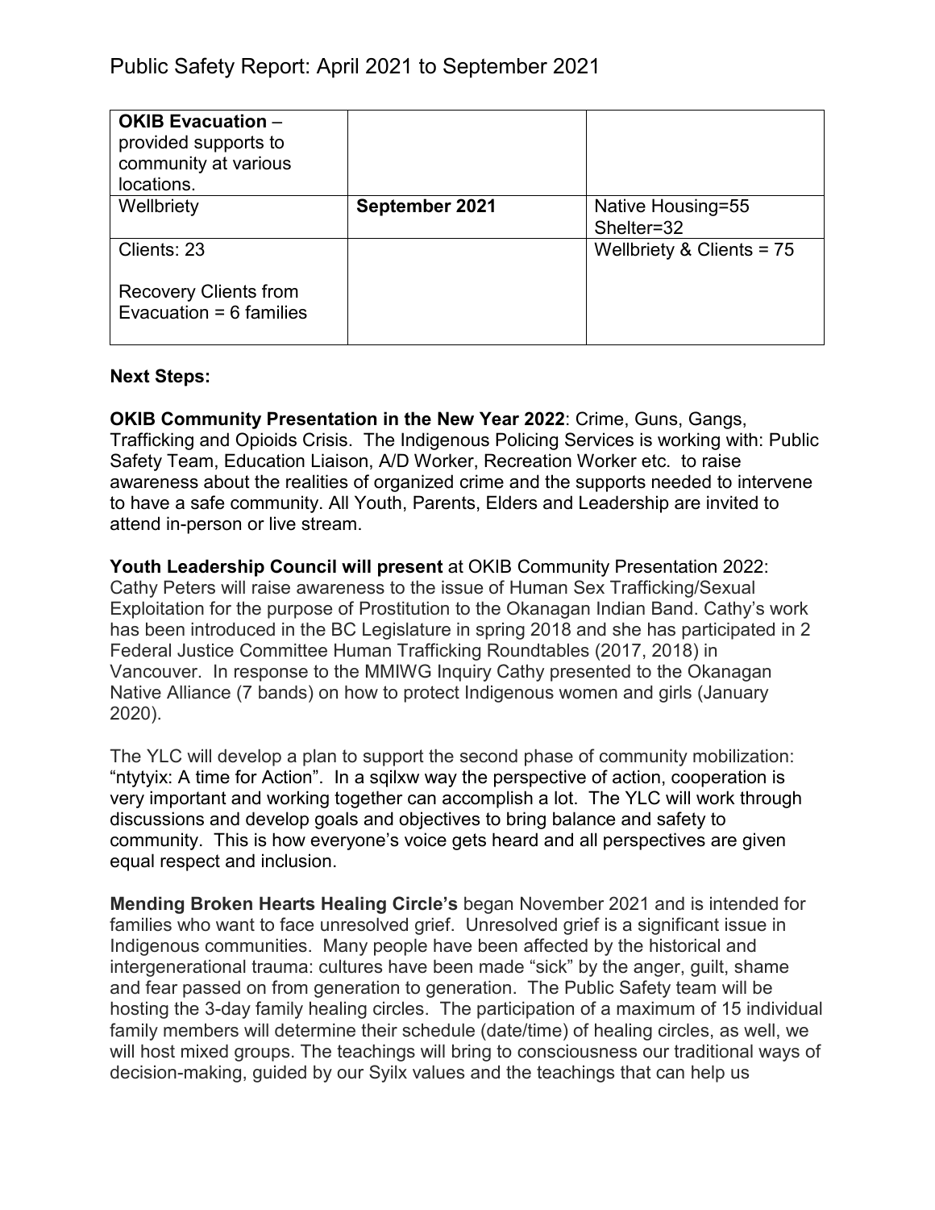| **OKIB Evacuation** – provided supports to community at various locations. | | |
| --- | --- | --- |
| Wellbriety | **September 2021** | Native Housing=55 Shelter=32 |
| Clients: 23<br><br>Recovery Clients from Evacuation = 6 families | | Wellbriety & Clients = 75 |

**Next Steps:**

**OKIB Community Presentation in the New Year 2022**: Crime, Guns, Gangs, Trafficking and Opioids Crisis. The Indigenous Policing Services is working with: Public Safety Team, Education Liaison, A/D Worker, Recreation Worker etc. to raise awareness about the realities of organized crime and the supports needed to intervene to have a safe community. All Youth, Parents, Elders and Leadership are invited to attend in-person or live stream.

**Youth Leadership Council will present** at OKIB Community Presentation 2022: Cathy Peters will raise awareness to the issue of Human Sex Trafficking/Sexual Exploitation for the purpose of Prostitution to the Okanagan Indian Band. Cathy's work has been introduced in the BC Legislature in spring 2018 and she has participated in 2 Federal Justice Committee Human Trafficking Roundtables (2017, 2018) in Vancouver. In response to the MMIWG Inquiry Cathy presented to the Okanagan Native Alliance (7 bands) on how to protect Indigenous women and girls (January 2020).

The YLC will develop a plan to support the second phase of community mobilization: "ntytyix: A time for Action". In a sqilxw way the perspective of action, cooperation is very important and working together can accomplish a lot. The YLC will work through discussions and develop goals and objectives to bring balance and safety to community. This is how everyone's voice gets heard and all perspectives are given equal respect and inclusion.

**Mending Broken Hearts Healing Circle's** began November 2021 and is intended for families who want to face unresolved grief. Unresolved grief is a significant issue in Indigenous communities. Many people have been affected by the historical and intergenerational trauma: cultures have been made "sick" by the anger, guilt, shame and fear passed on from generation to generation. The Public Safety team will be hosting the 3-day family healing circles. The participation of a maximum of 15 individual family members will determine their schedule (date/time) of healing circles, as well, we will host mixed groups. The teachings will bring to consciousness our traditional ways of decision-making, guided by our Syilx values and the teachings that can help us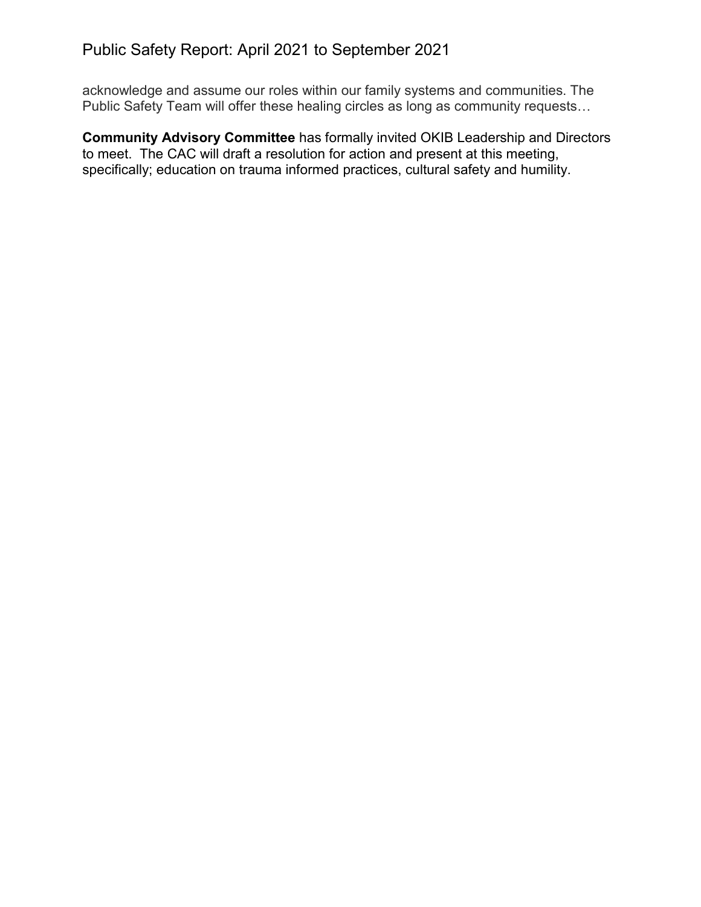acknowledge and assume our roles within our family systems and communities. The Public Safety Team will offer these healing circles as long as community requests…

**Community Advisory Committee** has formally invited OKIB Leadership and Directors to meet. The CAC will draft a resolution for action and present at this meeting, specifically; education on trauma informed practices, cultural safety and humility.